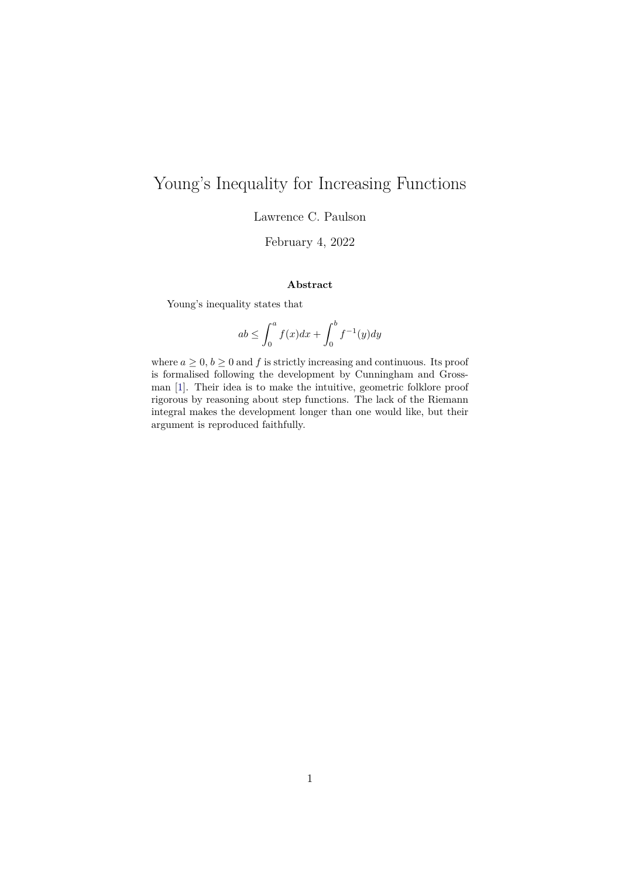# Young's Inequality for Increasing Functions

Lawrence C. Paulson

February 4, 2022

**Abstract**

Young's inequality states that

$$ab \leq \int_0^a f(x)dx + \int_0^b f^{-1}(y)dy$$

where $a \geq 0$, $b \geq 0$ and $f$ is strictly increasing and continuous. Its proof is formalised following the development by Cunningham and Grossman [1]. Their idea is to make the intuitive, geometric folklore proof rigorous by reasoning about step functions. The lack of the Riemann integral makes the development longer than one would like, but their argument is reproduced faithfully.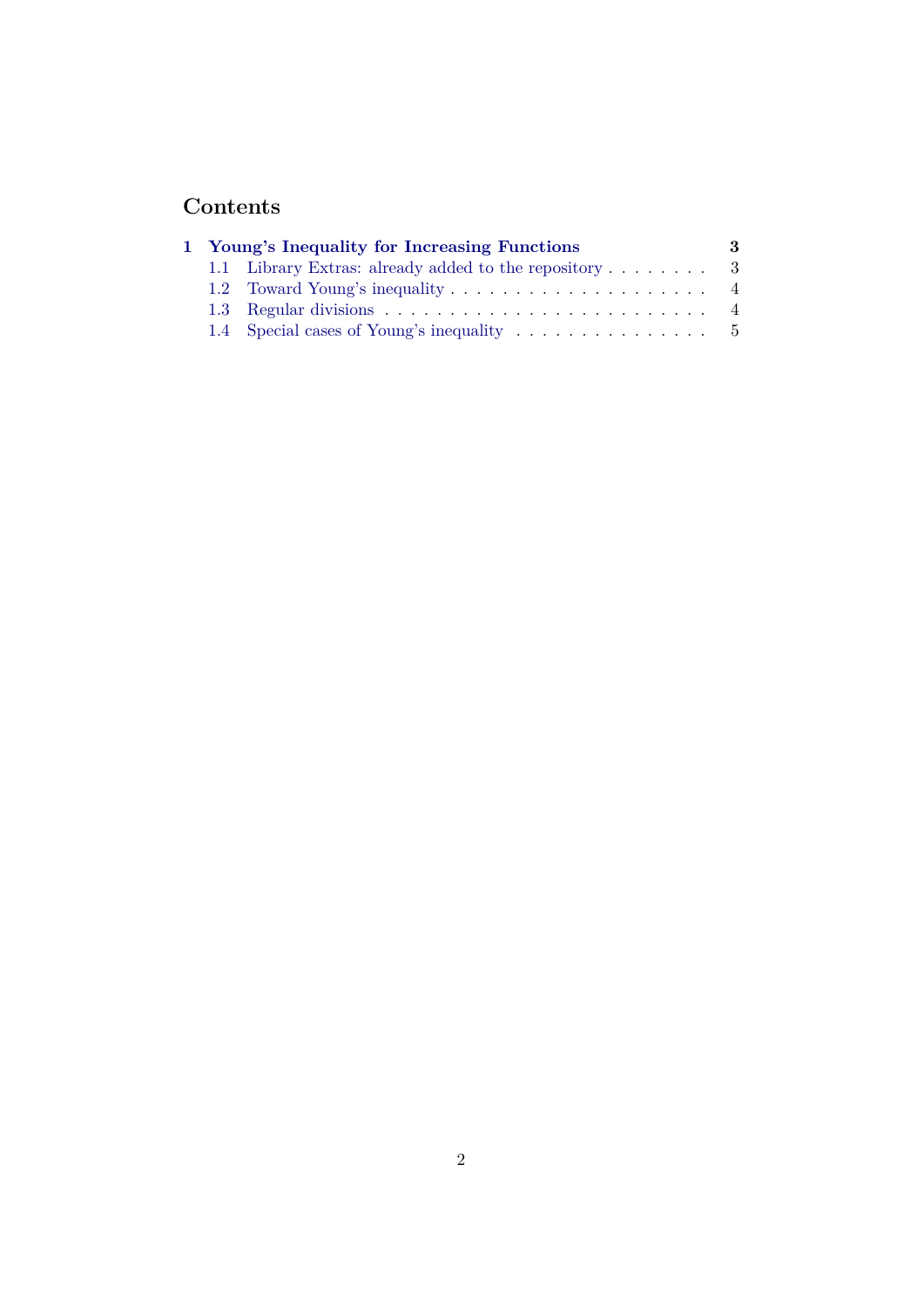# Contents

**1 Young's Inequality for Increasing Functions** **3**

- 1.1 Library Extras: already added to the repository . . . . . . . . 3
- 1.2 Toward Young's inequality . . . . . . . . . . . . . . . . . . . . . 4
- 1.3 Regular divisions . . . . . . . . . . . . . . . . . . . . . . . . . 4
- 1.4 Special cases of Young's inequality . . . . . . . . . . . . . . . 5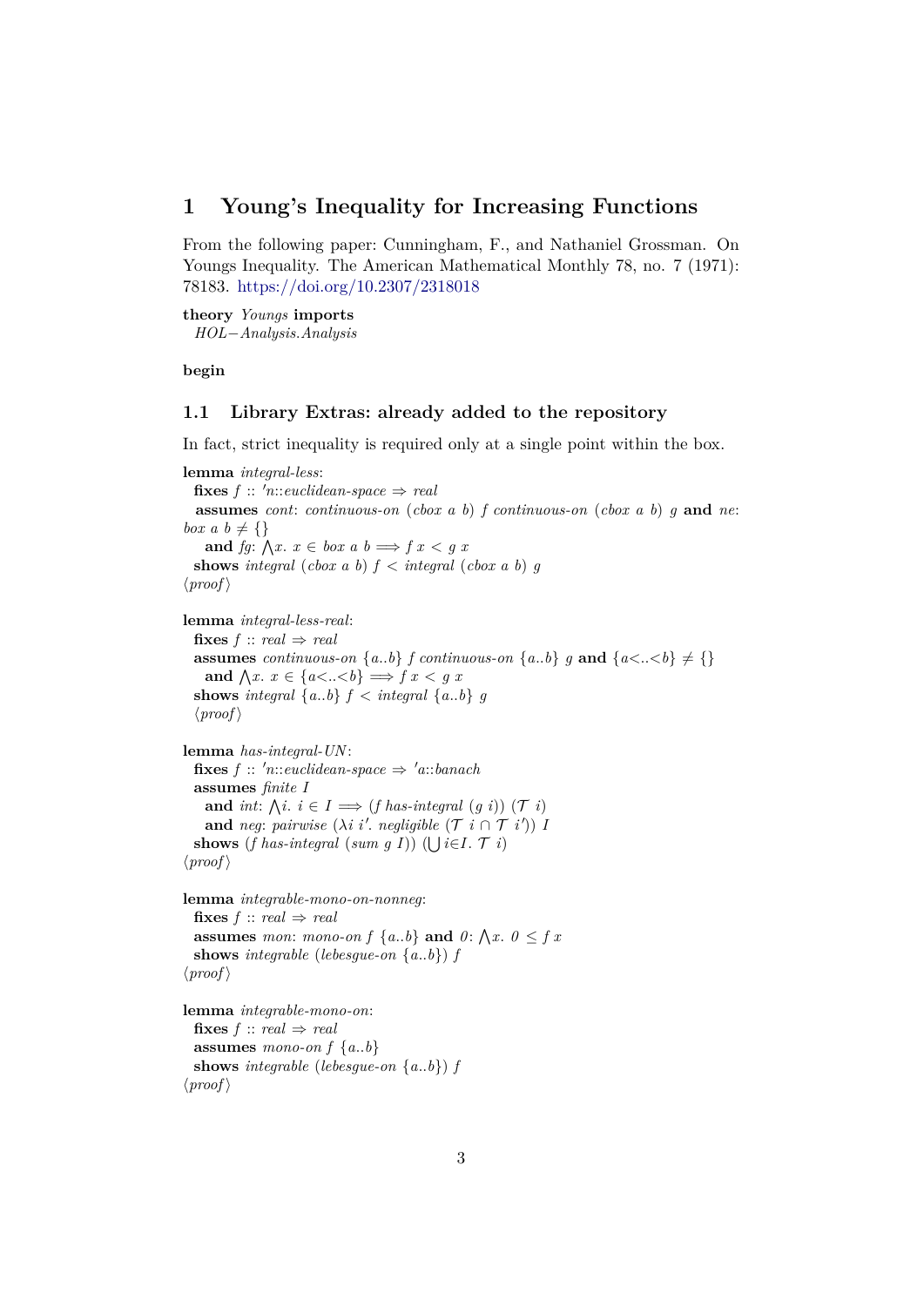# 1 Young's Inequality for Increasing Functions

From the following paper: Cunningham, F., and Nathaniel Grossman. On Youngs Inequality. The American Mathematical Monthly 78, no. 7 (1971): 78183. https://doi.org/10.2307/2318018

```
theory Youngs imports
  HOL−Analysis.Analysis

begin
```

## 1.1 Library Extras: already added to the repository

In fact, strict inequality is required only at a single point within the box.

```
lemma integral-less:
  fixes f :: 'n::euclidean-space ⇒ real
  assumes cont: continuous-on (cbox a b) f continuous-on (cbox a b) g and ne:
box a b ≠ {}
    and fg: ⋀x. x ∈ box a b ⟹ f x < g x
  shows integral (cbox a b) f < integral (cbox a b) g
⟨proof⟩

lemma integral-less-real:
  fixes f :: real ⇒ real
  assumes continuous-on {a..b} f continuous-on {a..b} g and {a<..<b} ≠ {}
    and ⋀x. x ∈ {a<..<b} ⟹ f x < g x
  shows integral {a..b} f < integral {a..b} g
  ⟨proof⟩

lemma has-integral-UN:
  fixes f :: 'n::euclidean-space ⇒ 'a::banach
  assumes finite I
    and int: ⋀i. i ∈ I ⟹ (f has-integral (g i)) (𝒯 i)
    and neg: pairwise (λi i'. negligible (𝒯 i ∩ 𝒯 i')) I
  shows (f has-integral (sum g I)) (⋃i∈I. 𝒯 i)
⟨proof⟩

lemma integrable-mono-on-nonneg:
  fixes f :: real ⇒ real
  assumes mon: mono-on f {a..b} and 0: ⋀x. 0 ≤ f x
  shows integrable (lebesgue-on {a..b}) f
⟨proof⟩

lemma integrable-mono-on:
  fixes f :: real ⇒ real
  assumes mono-on f {a..b}
  shows integrable (lebesgue-on {a..b}) f
⟨proof⟩
```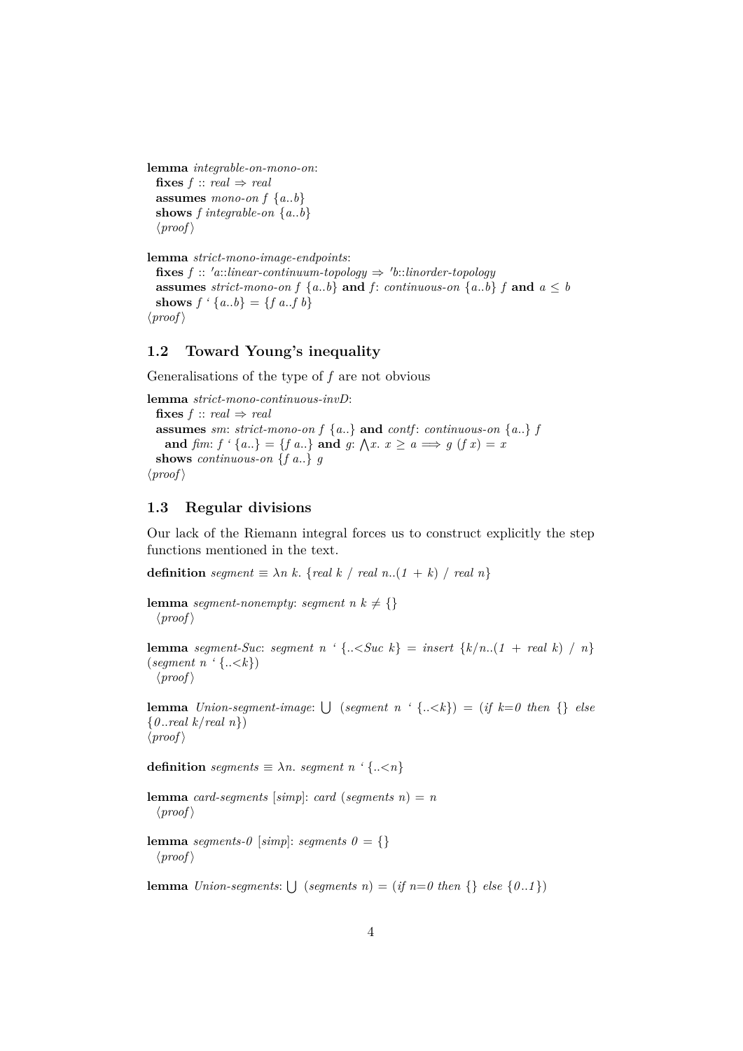**lemma** *integrable-on-mono-on*:
  **fixes** $f$ :: *real* ⇒ *real*
  **assumes** *mono-on* $f$ $\{a..b\}$
  **shows** $f$ *integrable-on* $\{a..b\}$
  ⟨*proof*⟩

**lemma** *strict-mono-image-endpoints*:
  **fixes** $f$ :: *'a::linear-continuum-topology* ⇒ *'b::linorder-topology*
  **assumes** *strict-mono-on* $f$ $\{a..b\}$ **and** $f$: *continuous-on* $\{a..b\}$ $f$ **and** $a \le b$
  **shows** $f$ ‘ $\{a..b\} = \{f\ a..f\ b\}$
⟨*proof*⟩

## 1.2 Toward Young's inequality

Generalisations of the type of $f$ are not obvious

**lemma** *strict-mono-continuous-invD*:
  **fixes** $f$ :: *real* ⇒ *real*
  **assumes** *sm*: *strict-mono-on* $f$ $\{a..\}$ **and** *contf*: *continuous-on* $\{a..\}$ $f$
    **and** *fim*: $f$ ‘ $\{a..\} = \{f\ a..\}$ **and** $g$: $\bigwedge x.\ x \ge a \Longrightarrow g\ (f\ x) = x$
  **shows** *continuous-on* $\{f\ a..\}$ $g$
⟨*proof*⟩

## 1.3 Regular divisions

Our lack of the Riemann integral forces us to construct explicitly the step functions mentioned in the text.

**definition** *segment* $\equiv \lambda n\ k.\ \{real\ k\ /\ real\ n..(1 + k)\ /\ real\ n\}$

**lemma** *segment-nonempty*: *segment* $n\ k \ne \{\}$
  ⟨*proof*⟩

**lemma** *segment-Suc*: *segment* $n$ ‘ $\{..<Suc\ k\}$ = *insert* $\{k/n..(1 + real\ k)\ /\ n\}$ (*segment* $n$ ‘ $\{..<k\}$)
  ⟨*proof*⟩

**lemma** *Union-segment-image*: $\bigcup$ (*segment* $n$ ‘ $\{..<k\}$) = (*if* $k=0$ *then* $\{\}$ *else* $\{0..real\ k/real\ n\}$)
⟨*proof*⟩

**definition** *segments* $\equiv \lambda n.$ *segment* $n$ ‘ $\{..<n\}$

**lemma** *card-segments* [*simp*]: *card* (*segments* $n$) = $n$
  ⟨*proof*⟩

**lemma** *segments-0* [*simp*]: *segments* $0 = \{\}$
  ⟨*proof*⟩

**lemma** *Union-segments*: $\bigcup$ (*segments* $n$) = (*if* $n=0$ *then* $\{\}$ *else* $\{0..1\}$)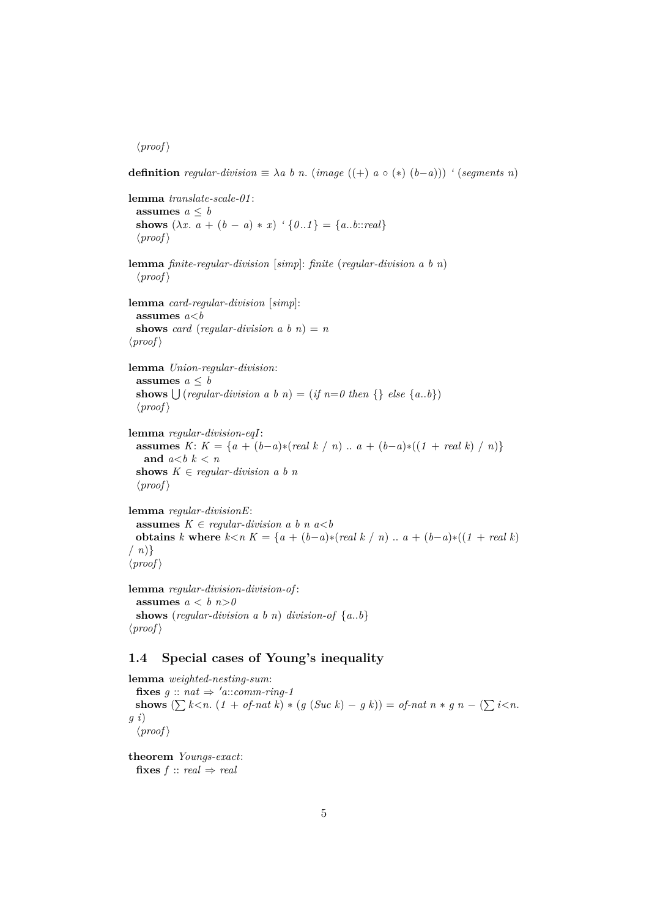⟨proof⟩

**definition** *regular-division* ≡ *λa b n. (image ((+) a ∘ (∗) (b−a))) ‘ (segments n)*

**lemma** *translate-scale-01*:
  **assumes** *a ≤ b*
  **shows** *(λx. a + (b − a) ∗ x) ‘ {0..1} = {a..b::real}*
  ⟨proof⟩

**lemma** *finite-regular-division* [*simp*]: *finite (regular-division a b n)*
  ⟨proof⟩

**lemma** *card-regular-division* [*simp*]:
  **assumes** *a<b*
  **shows** *card (regular-division a b n) = n*
⟨proof⟩

**lemma** *Union-regular-division*:
  **assumes** *a ≤ b*
  **shows** ⋃ *(regular-division a b n) = (if n=0 then {} else {a..b})*
  ⟨proof⟩

**lemma** *regular-division-eqI*:
  **assumes** *K*: *K = {a + (b−a)∗(real k / n) .. a + (b−a)∗((1 + real k) / n)}*
    **and** *a<b k < n*
  **shows** *K ∈ regular-division a b n*
  ⟨proof⟩

**lemma** *regular-divisionE*:
  **assumes** *K ∈ regular-division a b n a<b*
  **obtains** *k* **where** *k<n K = {a + (b−a)∗(real k / n) .. a + (b−a)∗((1 + real k) / n)}*
⟨proof⟩

**lemma** *regular-division-division-of*:
  **assumes** *a < b n>0*
  **shows** *(regular-division a b n) division-of {a..b}*
⟨proof⟩

## 1.4 Special cases of Young's inequality

**lemma** *weighted-nesting-sum*:
  **fixes** *g :: nat ⇒ 'a::comm-ring-1*
  **shows** *(∑ k<n. (1 + of-nat k) ∗ (g (Suc k) − g k)) = of-nat n ∗ g n − (∑ i<n. g i)*
  ⟨proof⟩

**theorem** *Youngs-exact*:
  **fixes** *f :: real ⇒ real*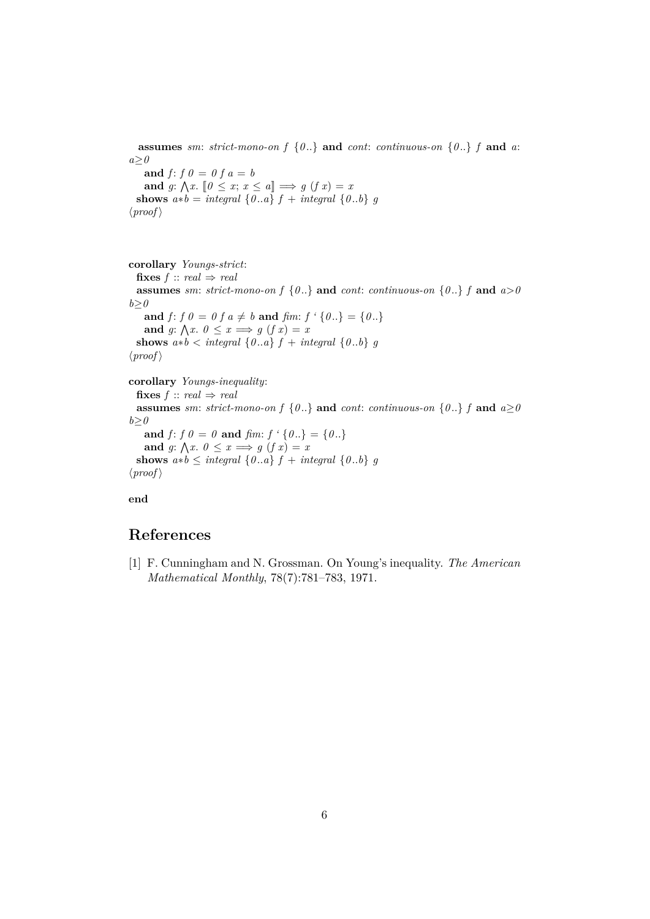**assumes** *sm*: *strict-mono-on f* {*0*..} **and** *cont*: *continuous-on* {*0*..} *f* **and** *a*: *a*≥*0*
  **and** *f*: *f 0* = *0 f a* = *b*
  **and** *g*: ⋀*x*. ⟦*0* ≤ *x*; *x* ≤ *a*⟧ ⟹ *g* (*f x*) = *x*
**shows** *a*∗*b* = *integral* {*0*..*a*} *f* + *integral* {*0*..*b*} *g*
⟨*proof*⟩

**corollary** *Youngs-strict*:
**fixes** *f* :: *real* ⇒ *real*
**assumes** *sm*: *strict-mono-on f* {*0*..} **and** *cont*: *continuous-on* {*0*..} *f* **and** *a*>*0* *b*≥*0*
  **and** *f*: *f 0* = *0 f a* ≠ *b* **and** *fim*: *f* ' {*0*..} = {*0*..}
  **and** *g*: ⋀*x*. *0* ≤ *x* ⟹ *g* (*f x*) = *x*
**shows** *a*∗*b* < *integral* {*0*..*a*} *f* + *integral* {*0*..*b*} *g*
⟨*proof*⟩

**corollary** *Youngs-inequality*:
**fixes** *f* :: *real* ⇒ *real*
**assumes** *sm*: *strict-mono-on f* {*0*..} **and** *cont*: *continuous-on* {*0*..} *f* **and** *a*≥*0* *b*≥*0*
  **and** *f*: *f 0* = *0* **and** *fim*: *f* ' {*0*..} = {*0*..}
  **and** *g*: ⋀*x*. *0* ≤ *x* ⟹ *g* (*f x*) = *x*
**shows** *a*∗*b* ≤ *integral* {*0*..*a*} *f* + *integral* {*0*..*b*} *g*
⟨*proof*⟩

**end**

# References

[1] F. Cunningham and N. Grossman. On Young's inequality. *The American Mathematical Monthly*, 78(7):781–783, 1971.